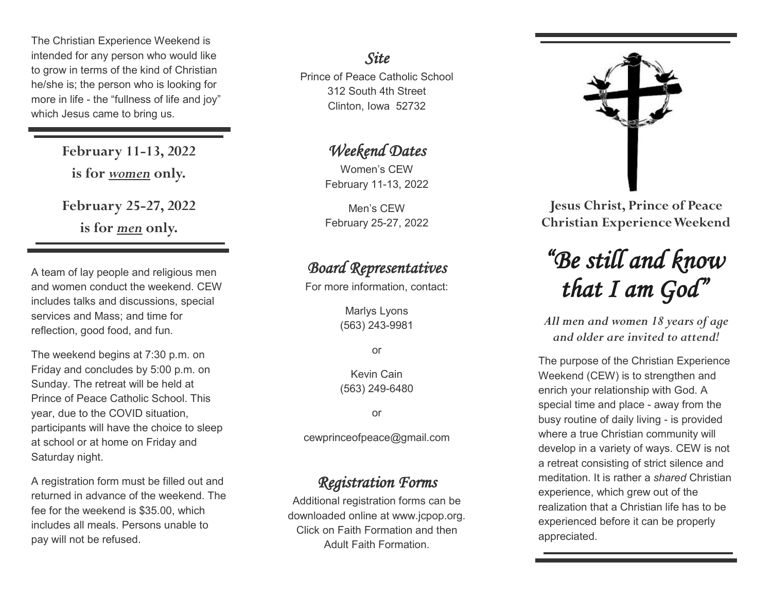The Christian Experience Weekend is intended for any person who would like to grow in terms of the kind of Christian he/she is; the person who is looking for more in life - the "fullness of life and joy" which Jesus came to bring us.

**February 11-13, 2022**
**is for *women* only.**

**February 25-27, 2022**
**is for *men* only.**

A team of lay people and religious men and women conduct the weekend. CEW includes talks and discussions, special services and Mass; and time for reflection, good food, and fun.

The weekend begins at 7:30 p.m. on Friday and concludes by 5:00 p.m. on Sunday. The retreat will be held at Prince of Peace Catholic School. This year, due to the COVID situation, participants will have the choice to sleep at school or at home on Friday and Saturday night.

A registration form must be filled out and returned in advance of the weekend. The fee for the weekend is $35.00, which includes all meals. Persons unable to pay will not be refused.

## *Site*

Prince of Peace Catholic School
312 South 4th Street
Clinton, Iowa 52732

## *Weekend Dates*

Women's CEW
February 11-13, 2022

Men's CEW
February 25-27, 2022

## *Board Representatives*

For more information, contact:

Marlys Lyons
(563) 243-9981

or

Kevin Cain
(563) 249-6480

or

cewprinceofpeace@gmail.com

## *Registration Forms*

Additional registration forms can be downloaded online at www.jcpop.org. Click on Faith Formation and then Adult Faith Formation.

**Jesus Christ, Prince of Peace Christian Experience Weekend**

# *"Be still and know that I am God"*

***All men and women 18 years of age and older are invited to attend!***

The purpose of the Christian Experience Weekend (CEW) is to strengthen and enrich your relationship with God. A special time and place - away from the busy routine of daily living - is provided where a true Christian community will develop in a variety of ways. CEW is not a retreat consisting of strict silence and meditation. It is rather a *shared* Christian experience, which grew out of the realization that a Christian life has to be experienced before it can be properly appreciated.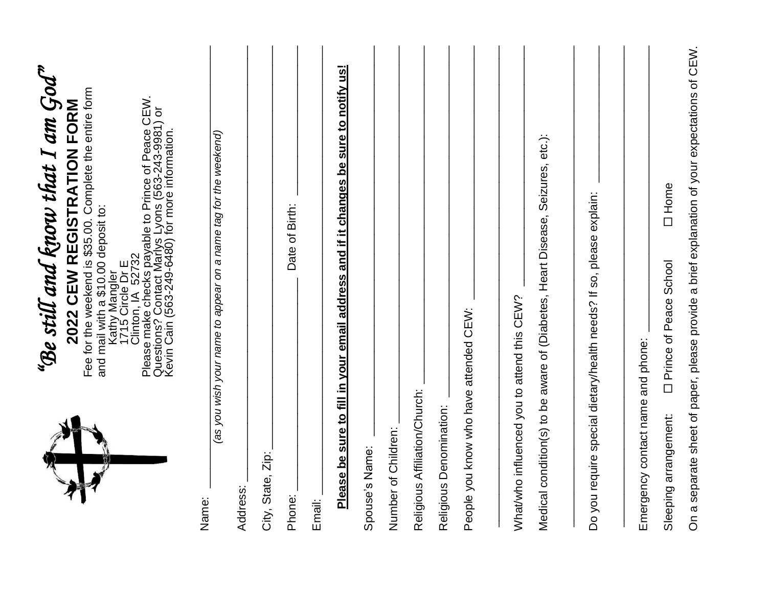# "Be still and know that I am God"

## 2022 CEW REGISTRATION FORM

Fee for the weekend is $35.00. Complete the entire form and mail with a $10.00 deposit to:

Kathy Mangler
1715 Circle Dr E
Clinton, IA 52732

Please make checks payable to Prince of Peace CEW.
Questions? Contact Marlys Lyons (563-243-9981) or Kevin Cain (563-249-6480) for more information.

Name: ______________________________
*(as you wish your name to appear on a name tag for the weekend)*

Address: ______________________________

City, State, Zip: ______________________________

Phone: ______________ Date of Birth: ______________

Email: ______________________________

**Please be sure to fill in your email address and if it changes be sure to notify us!**

Spouse's Name: ______________________________

Number of Children: ______________________________

Religious Affiliation/Church: ______________________________

Religious Denomination: ______________________________

People you know who have attended CEW: ______________________________

______________________________

What/who influenced you to attend this CEW? ______________________________

Medical condition(s) to be aware of (Diabetes, Heart Disease, Seizures, etc.): ______________________________

______________________________

Do you require special dietary/health needs? If so, please explain: ______________________________

______________________________

Emergency contact name and phone: ______________________________

Sleeping arrangement: ☐ Prince of Peace School ☐ Home

On a separate sheet of paper, please provide a brief explanation of your expectations of CEW.